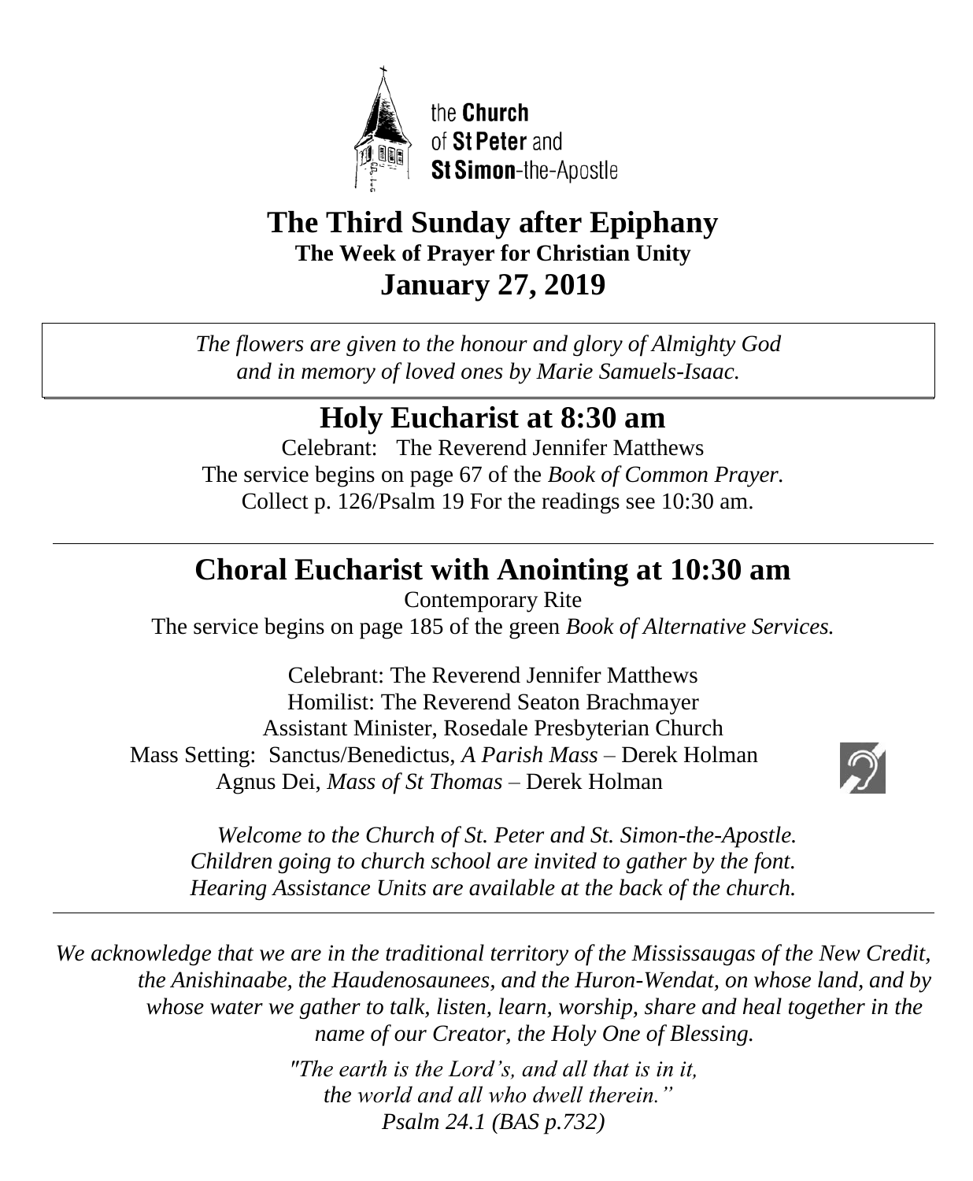the **Church** of **St Peter** and **St Simon**-the-Apostle

# The Third Sunday after Epiphany

### The Week of Prayer for Christian Unity

## January 27, 2019

*The flowers are given to the honour and glory of Almighty God and in memory of loved ones by Marie Samuels-Isaac.*

## Holy Eucharist at 8:30 am

Celebrant: The Reverend Jennifer Matthews
The service begins on page 67 of the *Book of Common Prayer.*
Collect p. 126/Psalm 19 For the readings see 10:30 am.

---

## Choral Eucharist with Anointing at 10:30 am

Contemporary Rite
The service begins on page 185 of the green *Book of Alternative Services.*

Celebrant: The Reverend Jennifer Matthews
Homilist: The Reverend Seaton Brachmayer
Assistant Minister, Rosedale Presbyterian Church
Mass Setting: Sanctus/Benedictus, *A Parish Mass* – Derek Holman
Agnus Dei, *Mass of St Thomas* – Derek Holman

*Welcome to the Church of St. Peter and St. Simon-the-Apostle.*
*Children going to church school are invited to gather by the font.*
*Hearing Assistance Units are available at the back of the church.*

---

*We acknowledge that we are in the traditional territory of the Mississaugas of the New Credit, the Anishinaabe, the Haudenosaunees, and the Huron-Wendat, on whose land, and by whose water we gather to talk, listen, learn, worship, share and heal together in the name of our Creator, the Holy One of Blessing.*

*"The earth is the Lord's, and all that is in it,*
*the world and all who dwell therein."*
*Psalm 24.1 (BAS p.732)*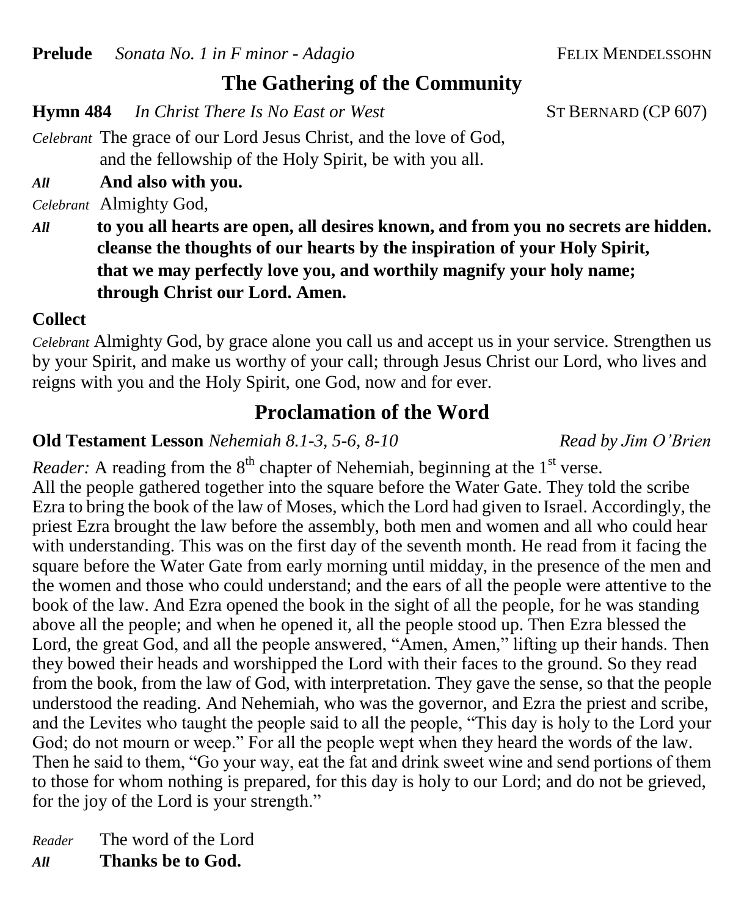**Prelude** *Sonata No. 1 in F minor - Adagio* FELIX MENDELSSOHN

## The Gathering of the Community

**Hymn 484** *In Christ There Is No East or West* ST BERNARD (CP 607)

*Celebrant* The grace of our Lord Jesus Christ, and the love of God, and the fellowship of the Holy Spirit, be with you all.

*All* **And also with you.**

*Celebrant* Almighty God,

*All* **to you all hearts are open, all desires known, and from you no secrets are hidden. cleanse the thoughts of our hearts by the inspiration of your Holy Spirit, that we may perfectly love you, and worthily magnify your holy name; through Christ our Lord. Amen.**

**Collect**

*Celebrant* Almighty God, by grace alone you call us and accept us in your service. Strengthen us by your Spirit, and make us worthy of your call; through Jesus Christ our Lord, who lives and reigns with you and the Holy Spirit, one God, now and for ever.

## Proclamation of the Word

**Old Testament Lesson** *Nehemiah 8.1-3, 5-6, 8-10* *Read by Jim O'Brien*

*Reader:* A reading from the 8th chapter of Nehemiah, beginning at the 1st verse.
All the people gathered together into the square before the Water Gate. They told the scribe Ezra to bring the book of the law of Moses, which the Lord had given to Israel. Accordingly, the priest Ezra brought the law before the assembly, both men and women and all who could hear with understanding. This was on the first day of the seventh month. He read from it facing the square before the Water Gate from early morning until midday, in the presence of the men and the women and those who could understand; and the ears of all the people were attentive to the book of the law. And Ezra opened the book in the sight of all the people, for he was standing above all the people; and when he opened it, all the people stood up. Then Ezra blessed the Lord, the great God, and all the people answered, "Amen, Amen," lifting up their hands. Then they bowed their heads and worshipped the Lord with their faces to the ground. So they read from the book, from the law of God, with interpretation. They gave the sense, so that the people understood the reading. And Nehemiah, who was the governor, and Ezra the priest and scribe, and the Levites who taught the people said to all the people, "This day is holy to the Lord your God; do not mourn or weep." For all the people wept when they heard the words of the law. Then he said to them, "Go your way, eat the fat and drink sweet wine and send portions of them to those for whom nothing is prepared, for this day is holy to our Lord; and do not be grieved, for the joy of the Lord is your strength."

*Reader* The word of the Lord

*All* **Thanks be to God.**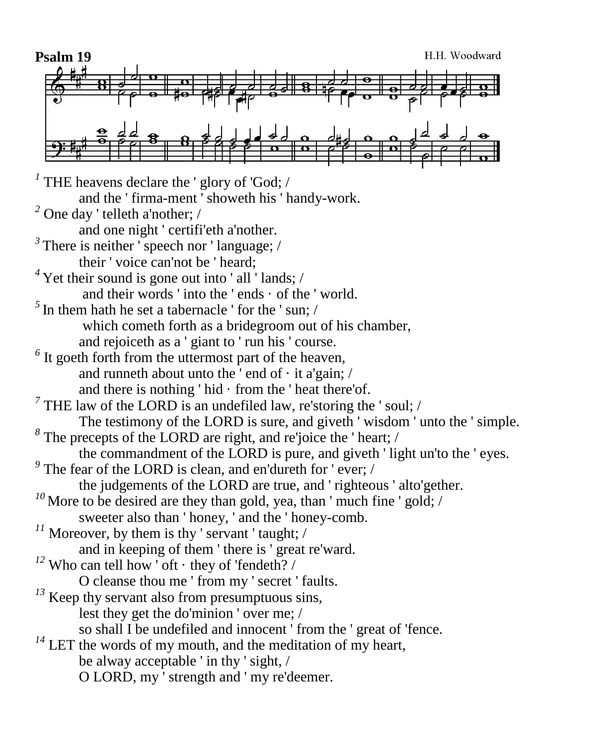**Psalm 19** H.H. Woodward

[1] THE heavens declare the ' glory of 'God; /
    and the ' firma-ment ' showeth his ' handy-work.
[2] One day ' telleth a'nother; /
    and one night ' certifi'eth a'nother.
[3] There is neither ' speech nor ' language; /
    their ' voice can'not be ' heard;
[4] Yet their sound is gone out into ' all ' lands; /
    and their words ' into the ' ends · of the ' world.
[5] In them hath he set a tabernacle ' for the ' sun; /
    which cometh forth as a bridegroom out of his chamber,
    and rejoiceth as a ' giant to ' run his ' course.
[6] It goeth forth from the uttermost part of the heaven,
    and runneth about unto the ' end of · it a'gain; /
    and there is nothing ' hid · from the ' heat there'of.
[7] THE law of the LORD is an undefiled law, re'storing the ' soul; /
    The testimony of the LORD is sure, and giveth ' wisdom ' unto the ' simple.
[8] The precepts of the LORD are right, and re'joice the ' heart; /
    the commandment of the LORD is pure, and giveth ' light un'to the ' eyes.
[9] The fear of the LORD is clean, and en'dureth for ' ever; /
    the judgements of the LORD are true, and ' righteous ' alto'gether.
[10] More to be desired are they than gold, yea, than ' much fine ' gold; /
    sweeter also than ' honey, ' and the ' honey-comb.
[11] Moreover, by them is thy ' servant ' taught; /
    and in keeping of them ' there is ' great re'ward.
[12] Who can tell how ' oft · they of 'fendeth? /
    O cleanse thou me ' from my ' secret ' faults.
[13] Keep thy servant also from presumptuous sins,
    lest they get the do'minion ' over me; /
    so shall I be undefiled and innocent ' from the ' great of 'fence.
[14] LET the words of my mouth, and the meditation of my heart,
    be alway acceptable ' in thy ' sight, /
    O LORD, my ' strength and ' my re'deemer.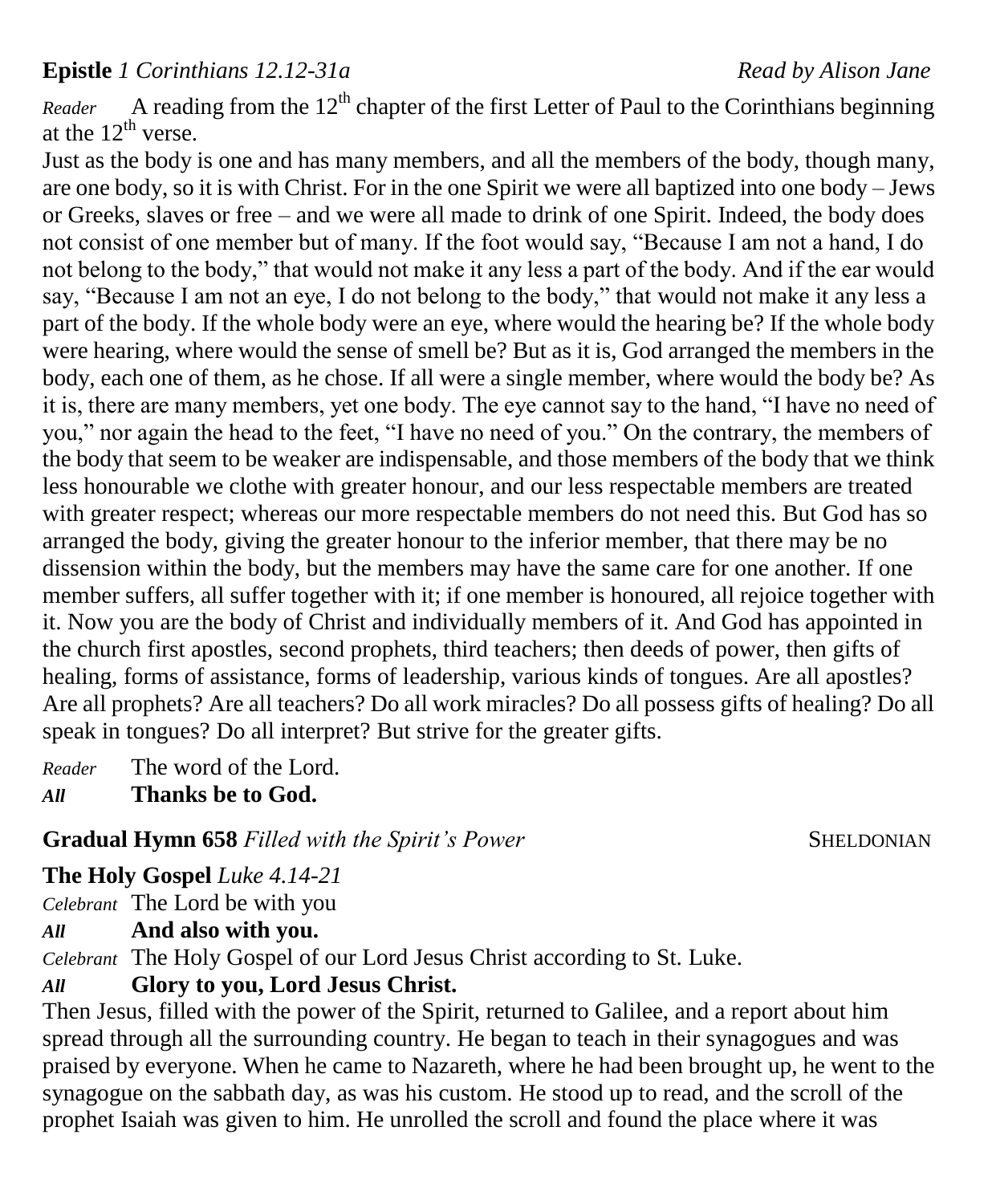**Epistle** *1 Corinthians 12.12-31a* *Read by Alison Jane*

*Reader* A reading from the $12^{th}$ chapter of the first Letter of Paul to the Corinthians beginning at the $12^{th}$ verse.

Just as the body is one and has many members, and all the members of the body, though many, are one body, so it is with Christ. For in the one Spirit we were all baptized into one body – Jews or Greeks, slaves or free – and we were all made to drink of one Spirit. Indeed, the body does not consist of one member but of many. If the foot would say, "Because I am not a hand, I do not belong to the body," that would not make it any less a part of the body. And if the ear would say, "Because I am not an eye, I do not belong to the body," that would not make it any less a part of the body. If the whole body were an eye, where would the hearing be? If the whole body were hearing, where would the sense of smell be? But as it is, God arranged the members in the body, each one of them, as he chose. If all were a single member, where would the body be? As it is, there are many members, yet one body. The eye cannot say to the hand, "I have no need of you," nor again the head to the feet, "I have no need of you." On the contrary, the members of the body that seem to be weaker are indispensable, and those members of the body that we think less honourable we clothe with greater honour, and our less respectable members are treated with greater respect; whereas our more respectable members do not need this. But God has so arranged the body, giving the greater honour to the inferior member, that there may be no dissension within the body, but the members may have the same care for one another. If one member suffers, all suffer together with it; if one member is honoured, all rejoice together with it. Now you are the body of Christ and individually members of it. And God has appointed in the church first apostles, second prophets, third teachers; then deeds of power, then gifts of healing, forms of assistance, forms of leadership, various kinds of tongues. Are all apostles? Are all prophets? Are all teachers? Do all work miracles? Do all possess gifts of healing? Do all speak in tongues? Do all interpret? But strive for the greater gifts.

*Reader* The word of the Lord.
***All*** **Thanks be to God.**

**Gradual Hymn 658** *Filled with the Spirit's Power* SHELDONIAN

**The Holy Gospel** *Luke 4.14-21*

*Celebrant* The Lord be with you
***All*** **And also with you.**
*Celebrant* The Holy Gospel of our Lord Jesus Christ according to St. Luke.
***All*** **Glory to you, Lord Jesus Christ.**

Then Jesus, filled with the power of the Spirit, returned to Galilee, and a report about him spread through all the surrounding country. He began to teach in their synagogues and was praised by everyone. When he came to Nazareth, where he had been brought up, he went to the synagogue on the sabbath day, as was his custom. He stood up to read, and the scroll of the prophet Isaiah was given to him. He unrolled the scroll and found the place where it was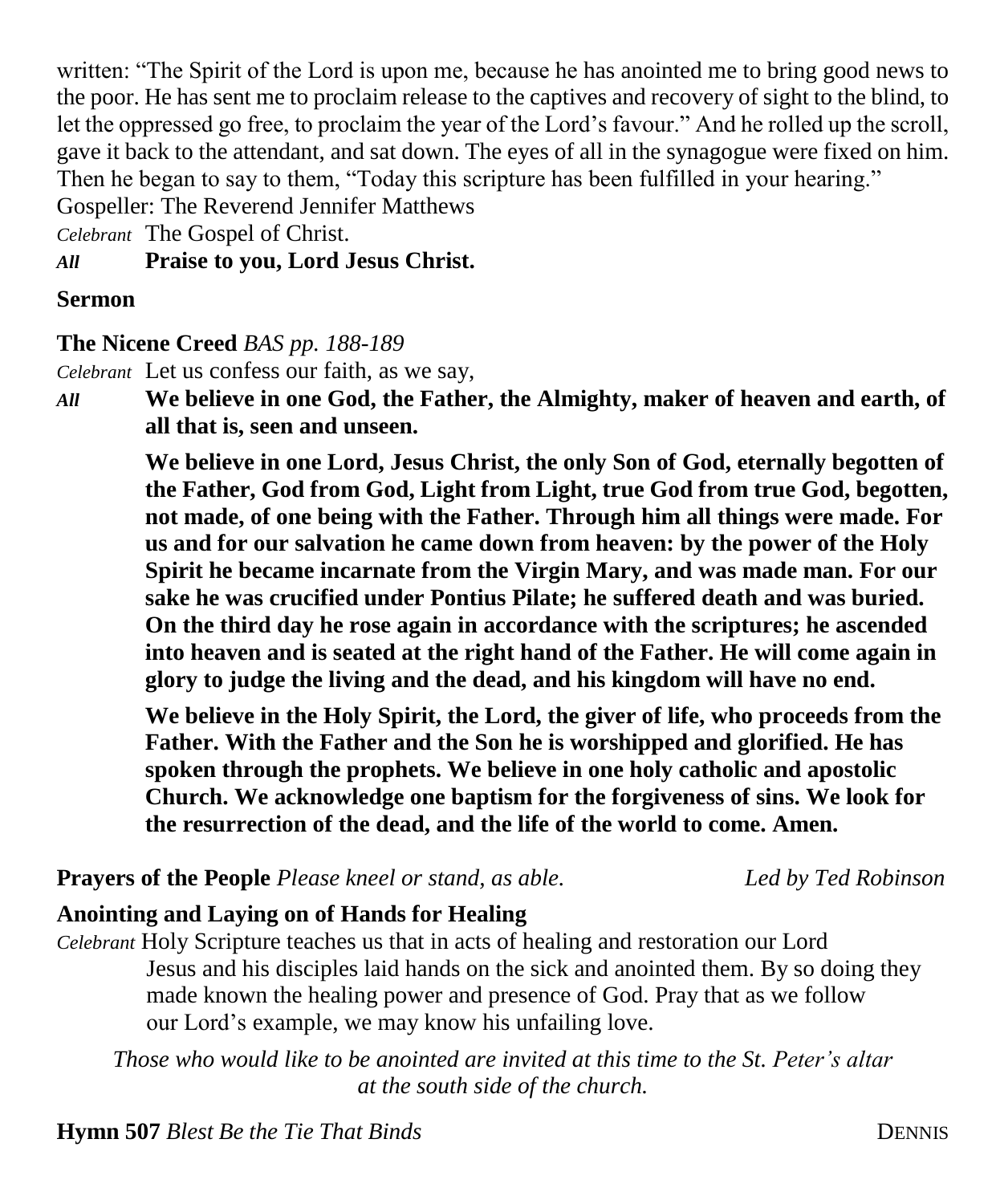written: "The Spirit of the Lord is upon me, because he has anointed me to bring good news to the poor. He has sent me to proclaim release to the captives and recovery of sight to the blind, to let the oppressed go free, to proclaim the year of the Lord's favour." And he rolled up the scroll, gave it back to the attendant, and sat down. The eyes of all in the synagogue were fixed on him. Then he began to say to them, "Today this scripture has been fulfilled in your hearing."

Gospeller: The Reverend Jennifer Matthews

*Celebrant* The Gospel of Christ.

***All*** **Praise to you, Lord Jesus Christ.**

**Sermon**

**The Nicene Creed** *BAS pp. 188-189*

*Celebrant* Let us confess our faith, as we say,

***All*** **We believe in one God, the Father, the Almighty, maker of heaven and earth, of all that is, seen and unseen.**

**We believe in one Lord, Jesus Christ, the only Son of God, eternally begotten of the Father, God from God, Light from Light, true God from true God, begotten, not made, of one being with the Father. Through him all things were made. For us and for our salvation he came down from heaven: by the power of the Holy Spirit he became incarnate from the Virgin Mary, and was made man. For our sake he was crucified under Pontius Pilate; he suffered death and was buried. On the third day he rose again in accordance with the scriptures; he ascended into heaven and is seated at the right hand of the Father. He will come again in glory to judge the living and the dead, and his kingdom will have no end.**

**We believe in the Holy Spirit, the Lord, the giver of life, who proceeds from the Father. With the Father and the Son he is worshipped and glorified. He has spoken through the prophets. We believe in one holy catholic and apostolic Church. We acknowledge one baptism for the forgiveness of sins. We look for the resurrection of the dead, and the life of the world to come. Amen.**

**Prayers of the People** *Please kneel or stand, as able.* *Led by Ted Robinson*

**Anointing and Laying on of Hands for Healing**

*Celebrant* Holy Scripture teaches us that in acts of healing and restoration our Lord Jesus and his disciples laid hands on the sick and anointed them. By so doing they made known the healing power and presence of God. Pray that as we follow our Lord's example, we may know his unfailing love.

*Those who would like to be anointed are invited at this time to the St. Peter's altar at the south side of the church.*

**Hymn 507** *Blest Be the Tie That Binds* DENNIS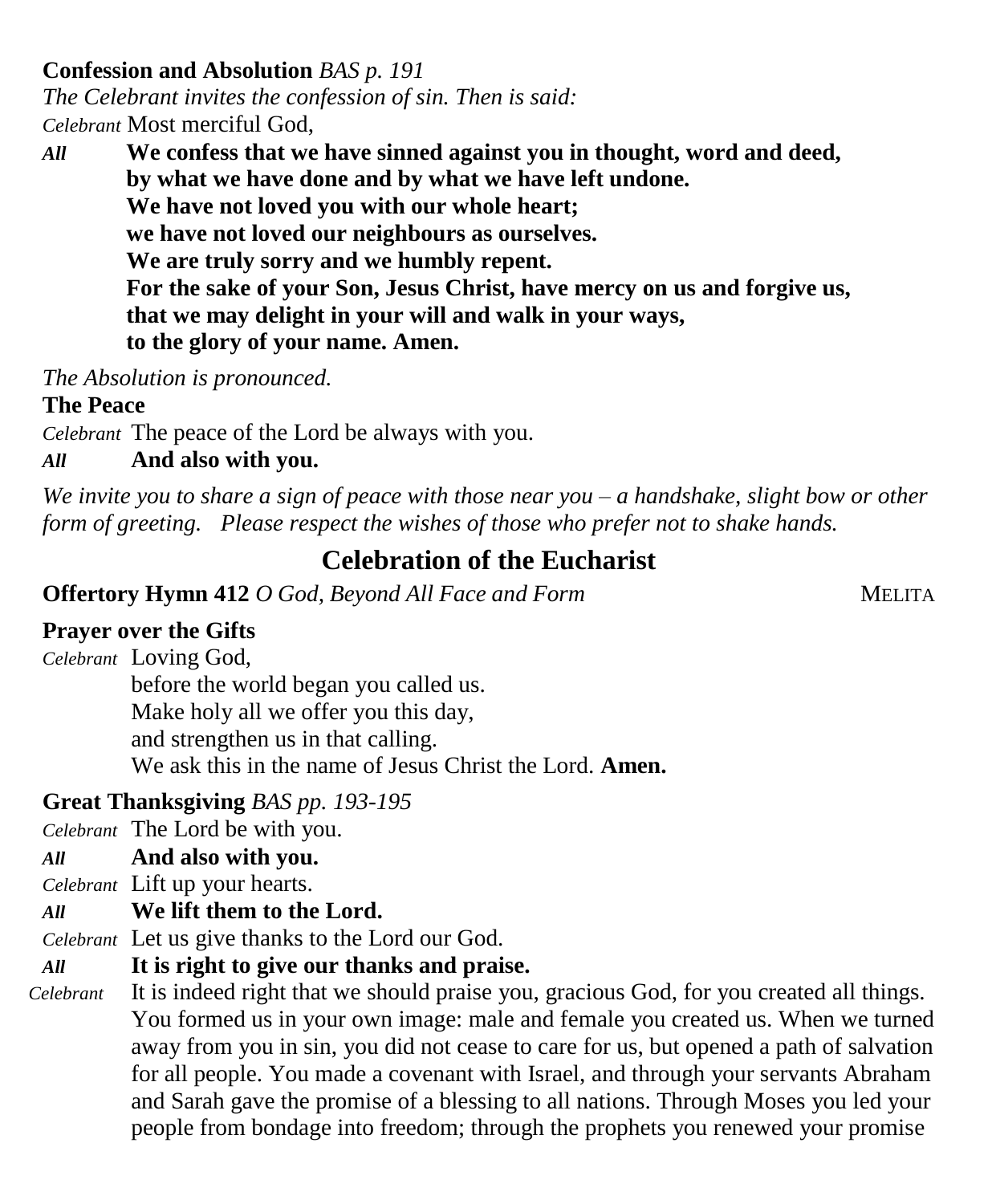**Confession and Absolution** *BAS p. 191*

*The Celebrant invites the confession of sin. Then is said:*

*Celebrant* Most merciful God,

***All*** **We confess that we have sinned against you in thought, word and deed,**
**by what we have done and by what we have left undone.**
**We have not loved you with our whole heart;**
**we have not loved our neighbours as ourselves.**
**We are truly sorry and we humbly repent.**
**For the sake of your Son, Jesus Christ, have mercy on us and forgive us,**
**that we may delight in your will and walk in your ways,**
**to the glory of your name. Amen.**

*The Absolution is pronounced.*

**The Peace**

*Celebrant* The peace of the Lord be always with you.

***All*** **And also with you.**

*We invite you to share a sign of peace with those near you – a handshake, slight bow or other form of greeting. Please respect the wishes of those who prefer not to shake hands.*

## Celebration of the Eucharist

**Offertory Hymn 412** *O God, Beyond All Face and Form* MELITA

**Prayer over the Gifts**

*Celebrant* Loving God,
before the world began you called us.
Make holy all we offer you this day,
and strengthen us in that calling.
We ask this in the name of Jesus Christ the Lord. **Amen.**

**Great Thanksgiving** *BAS pp. 193-195*

*Celebrant* The Lord be with you.

***All*** **And also with you.**

*Celebrant* Lift up your hearts.

***All*** **We lift them to the Lord.**

*Celebrant* Let us give thanks to the Lord our God.

***All*** **It is right to give our thanks and praise.**

*Celebrant* It is indeed right that we should praise you, gracious God, for you created all things. You formed us in your own image: male and female you created us. When we turned away from you in sin, you did not cease to care for us, but opened a path of salvation for all people. You made a covenant with Israel, and through your servants Abraham and Sarah gave the promise of a blessing to all nations. Through Moses you led your people from bondage into freedom; through the prophets you renewed your promise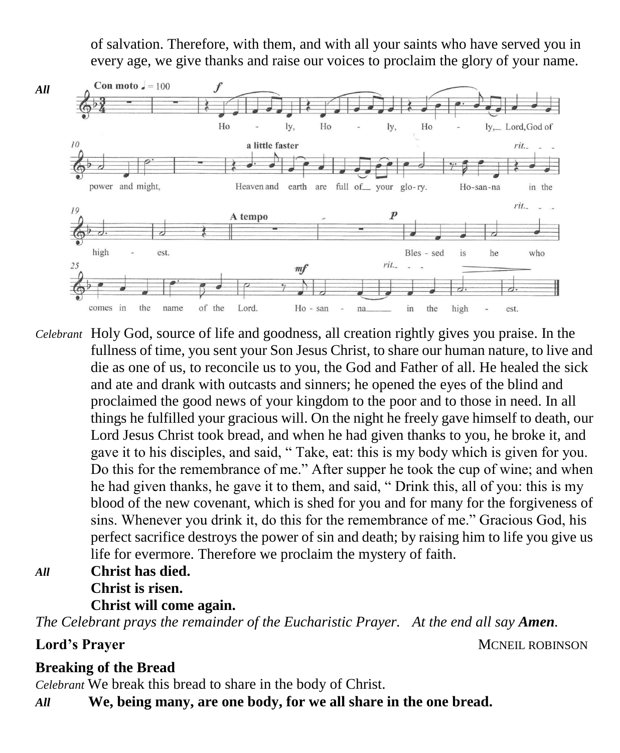of salvation. Therefore, with them, and with all your saints who have served you in every age, we give thanks and raise our voices to proclaim the glory of your name.

*All*

Con moto ♩ = 100

Holy, Holy, Holy, Lord, God of power and might, Heaven and earth are full of your glory. Hosanna in the highest. Blessed is he who comes in the name of the Lord. Hosanna in the highest.

*Celebrant* Holy God, source of life and goodness, all creation rightly gives you praise. In the fullness of time, you sent your Son Jesus Christ, to share our human nature, to live and die as one of us, to reconcile us to you, the God and Father of all. He healed the sick and ate and drank with outcasts and sinners; he opened the eyes of the blind and proclaimed the good news of your kingdom to the poor and to those in need. In all things he fulfilled your gracious will. On the night he freely gave himself to death, our Lord Jesus Christ took bread, and when he had given thanks to you, he broke it, and gave it to his disciples, and said, " Take, eat: this is my body which is given for you. Do this for the remembrance of me." After supper he took the cup of wine; and when he had given thanks, he gave it to them, and said, " Drink this, all of you: this is my blood of the new covenant, which is shed for you and for many for the forgiveness of sins. Whenever you drink it, do this for the remembrance of me." Gracious God, his perfect sacrifice destroys the power of sin and death; by raising him to life you give us life for evermore. Therefore we proclaim the mystery of faith.

*All* **Christ has died.**
**Christ is risen.**
**Christ will come again.**

*The Celebrant prays the remainder of the Eucharistic Prayer. At the end all say* ***Amen.***

**Lord's Prayer** MCNEIL ROBINSON

**Breaking of the Bread**

*Celebrant* We break this bread to share in the body of Christ.

*All* **We, being many, are one body, for we all share in the one bread.**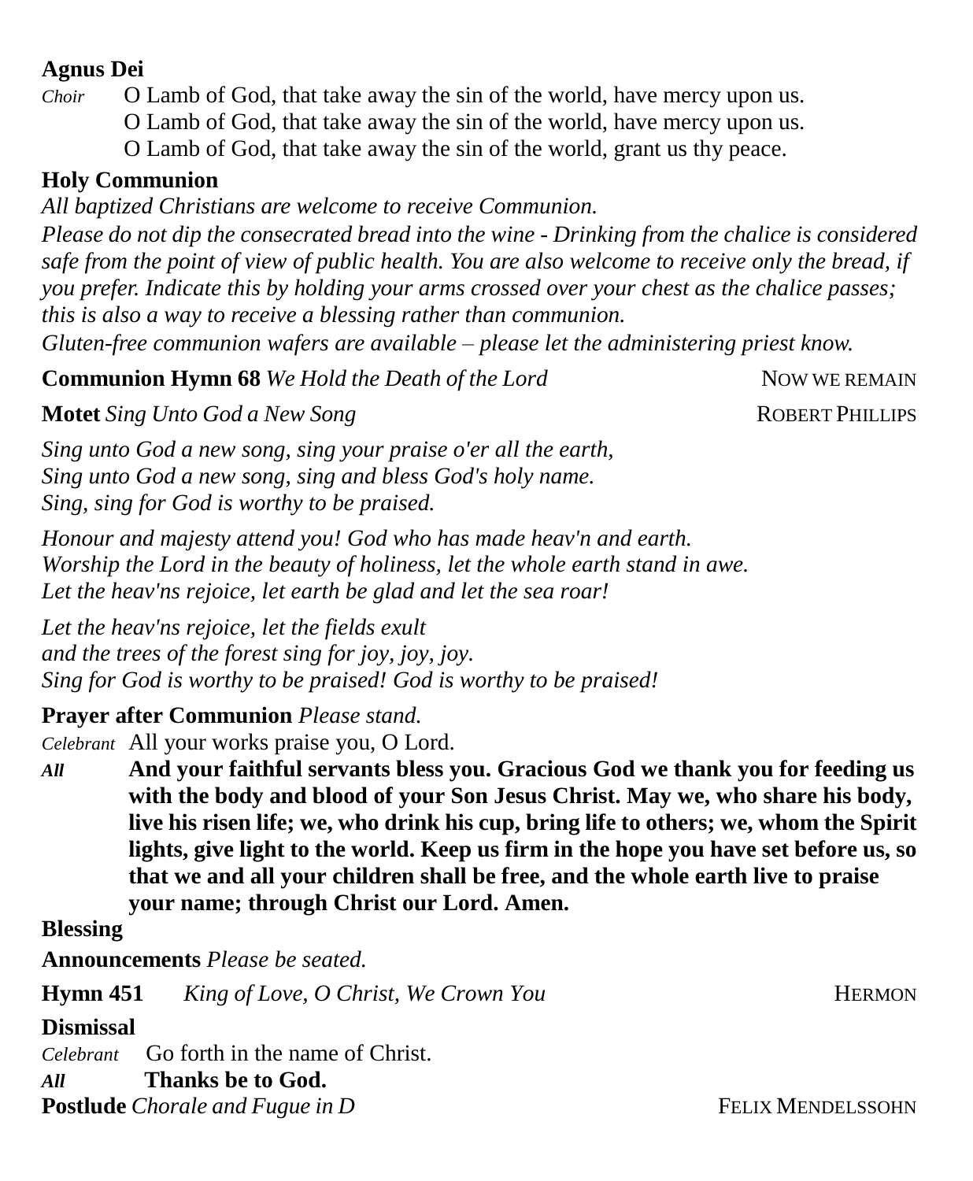**Agnus Dei**

*Choir* O Lamb of God, that take away the sin of the world, have mercy upon us.
O Lamb of God, that take away the sin of the world, have mercy upon us.
O Lamb of God, that take away the sin of the world, grant us thy peace.

**Holy Communion**

*All baptized Christians are welcome to receive Communion.*

*Please do not dip the consecrated bread into the wine - Drinking from the chalice is considered safe from the point of view of public health. You are also welcome to receive only the bread, if you prefer. Indicate this by holding your arms crossed over your chest as the chalice passes; this is also a way to receive a blessing rather than communion.*

*Gluten-free communion wafers are available – please let the administering priest know.*

**Communion Hymn 68** *We Hold the Death of the Lord* NOW WE REMAIN

**Motet** *Sing Unto God a New Song* ROBERT PHILLIPS

*Sing unto God a new song, sing your praise o'er all the earth,*
*Sing unto God a new song, sing and bless God's holy name.*
*Sing, sing for God is worthy to be praised.*

*Honour and majesty attend you! God who has made heav'n and earth.*
*Worship the Lord in the beauty of holiness, let the whole earth stand in awe.*
*Let the heav'ns rejoice, let earth be glad and let the sea roar!*

*Let the heav'ns rejoice, let the fields exult*
*and the trees of the forest sing for joy, joy, joy.*
*Sing for God is worthy to be praised! God is worthy to be praised!*

**Prayer after Communion** *Please stand.*

*Celebrant* All your works praise you, O Lord.

***All*** **And your faithful servants bless you. Gracious God we thank you for feeding us with the body and blood of your Son Jesus Christ. May we, who share his body, live his risen life; we, who drink his cup, bring life to others; we, whom the Spirit lights, give light to the world. Keep us firm in the hope you have set before us, so that we and all your children shall be free, and the whole earth live to praise your name; through Christ our Lord. Amen.**

**Blessing**

**Announcements** *Please be seated.*

**Hymn 451** *King of Love, O Christ, We Crown You* HERMON

**Dismissal**

*Celebrant* Go forth in the name of Christ.

***All*** **Thanks be to God.**

**Postlude** *Chorale and Fugue in D* FELIX MENDELSSOHN